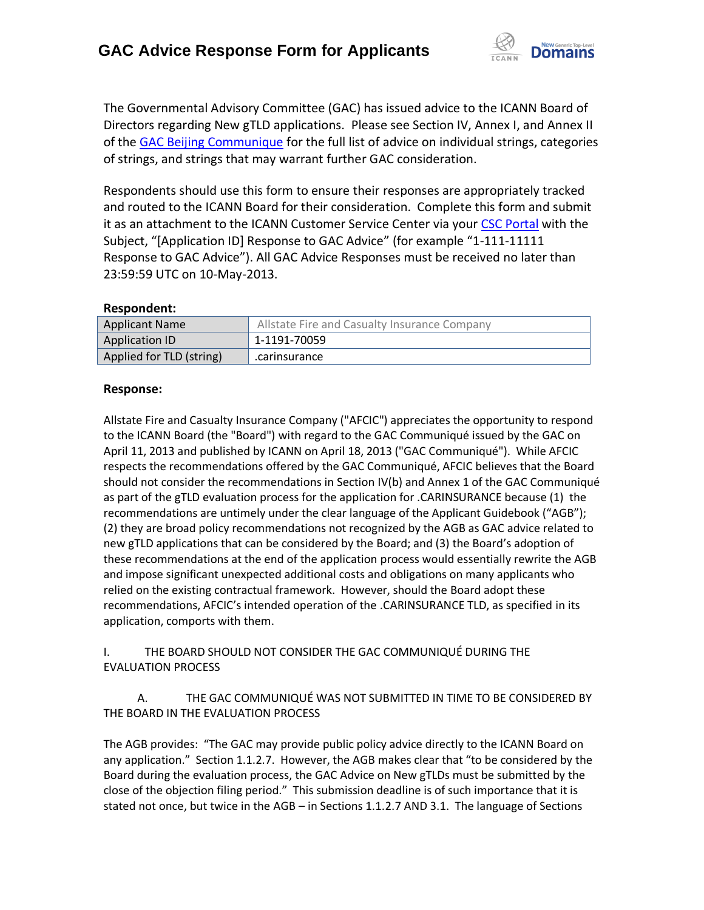# GAC Advice Response Form for Applicants

The Governmental Advisory Committee (GAC) has issued advice to the ICANN Board of Directors regarding New gTLD applications. Please see Section IV, Annex I, and Annex II of the GAC Beijing Communique for the full list of advice on individual strings, categories of strings, and strings that may warrant further GAC consideration.

Respondents should use this form to ensure their responses are appropriately tracked and routed to the ICANN Board for their consideration. Complete this form and submit it as an attachment to the ICANN Customer Service Center via your CSC Portal with the Subject, "[Application ID] Response to GAC Advice" (for example "1-111-11111 Response to GAC Advice"). All GAC Advice Responses must be received no later than 23:59:59 UTC on 10-May-2013.

**Respondent:**

| | |
|---|---|
| Applicant Name | Allstate Fire and Casualty Insurance Company |
| Application ID | 1-1191-70059 |
| Applied for TLD (string) | .carinsurance |

**Response:**

Allstate Fire and Casualty Insurance Company ("AFCIC") appreciates the opportunity to respond to the ICANN Board (the "Board") with regard to the GAC Communiqué issued by the GAC on April 11, 2013 and published by ICANN on April 18, 2013 ("GAC Communiqué"). While AFCIC respects the recommendations offered by the GAC Communiqué, AFCIC believes that the Board should not consider the recommendations in Section IV(b) and Annex 1 of the GAC Communiqué as part of the gTLD evaluation process for the application for .CARINSURANCE because (1) the recommendations are untimely under the clear language of the Applicant Guidebook ("AGB"); (2) they are broad policy recommendations not recognized by the AGB as GAC advice related to new gTLD applications that can be considered by the Board; and (3) the Board's adoption of these recommendations at the end of the application process would essentially rewrite the AGB and impose significant unexpected additional costs and obligations on many applicants who relied on the existing contractual framework. However, should the Board adopt these recommendations, AFCIC's intended operation of the .CARINSURANCE TLD, as specified in its application, comports with them.

I. THE BOARD SHOULD NOT CONSIDER THE GAC COMMUNIQUÉ DURING THE EVALUATION PROCESS

A. THE GAC COMMUNIQUÉ WAS NOT SUBMITTED IN TIME TO BE CONSIDERED BY THE BOARD IN THE EVALUATION PROCESS

The AGB provides: "The GAC may provide public policy advice directly to the ICANN Board on any application." Section 1.1.2.7. However, the AGB makes clear that "to be considered by the Board during the evaluation process, the GAC Advice on New gTLDs must be submitted by the close of the objection filing period." This submission deadline is of such importance that it is stated not once, but twice in the AGB – in Sections 1.1.2.7 AND 3.1. The language of Sections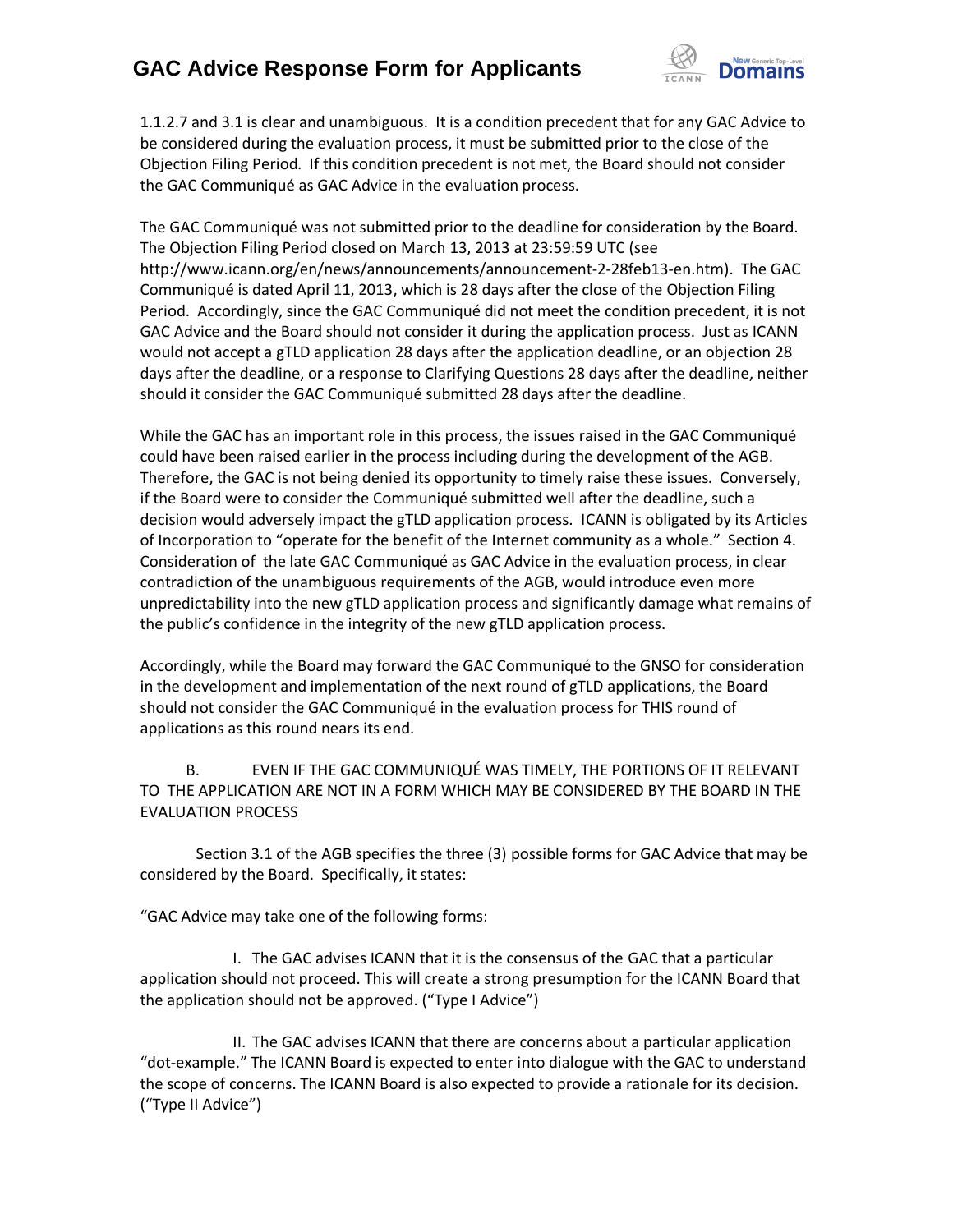1.1.2.7 and 3.1 is clear and unambiguous. It is a condition precedent that for any GAC Advice to be considered during the evaluation process, it must be submitted prior to the close of the Objection Filing Period. If this condition precedent is not met, the Board should not consider the GAC Communiqué as GAC Advice in the evaluation process.

The GAC Communiqué was not submitted prior to the deadline for consideration by the Board. The Objection Filing Period closed on March 13, 2013 at 23:59:59 UTC (see http://www.icann.org/en/news/announcements/announcement-2-28feb13-en.htm). The GAC Communiqué is dated April 11, 2013, which is 28 days after the close of the Objection Filing Period. Accordingly, since the GAC Communiqué did not meet the condition precedent, it is not GAC Advice and the Board should not consider it during the application process. Just as ICANN would not accept a gTLD application 28 days after the application deadline, or an objection 28 days after the deadline, or a response to Clarifying Questions 28 days after the deadline, neither should it consider the GAC Communiqué submitted 28 days after the deadline.

While the GAC has an important role in this process, the issues raised in the GAC Communiqué could have been raised earlier in the process including during the development of the AGB. Therefore, the GAC is not being denied its opportunity to timely raise these issues. Conversely, if the Board were to consider the Communiqué submitted well after the deadline, such a decision would adversely impact the gTLD application process. ICANN is obligated by its Articles of Incorporation to "operate for the benefit of the Internet community as a whole." Section 4. Consideration of the late GAC Communiqué as GAC Advice in the evaluation process, in clear contradiction of the unambiguous requirements of the AGB, would introduce even more unpredictability into the new gTLD application process and significantly damage what remains of the public's confidence in the integrity of the new gTLD application process.

Accordingly, while the Board may forward the GAC Communiqué to the GNSO for consideration in the development and implementation of the next round of gTLD applications, the Board should not consider the GAC Communiqué in the evaluation process for THIS round of applications as this round nears its end.

B. EVEN IF THE GAC COMMUNIQUÉ WAS TIMELY, THE PORTIONS OF IT RELEVANT TO THE APPLICATION ARE NOT IN A FORM WHICH MAY BE CONSIDERED BY THE BOARD IN THE EVALUATION PROCESS

Section 3.1 of the AGB specifies the three (3) possible forms for GAC Advice that may be considered by the Board. Specifically, it states:

"GAC Advice may take one of the following forms:

I. The GAC advises ICANN that it is the consensus of the GAC that a particular application should not proceed. This will create a strong presumption for the ICANN Board that the application should not be approved. ("Type I Advice")

II. The GAC advises ICANN that there are concerns about a particular application "dot-example." The ICANN Board is expected to enter into dialogue with the GAC to understand the scope of concerns. The ICANN Board is also expected to provide a rationale for its decision. ("Type II Advice")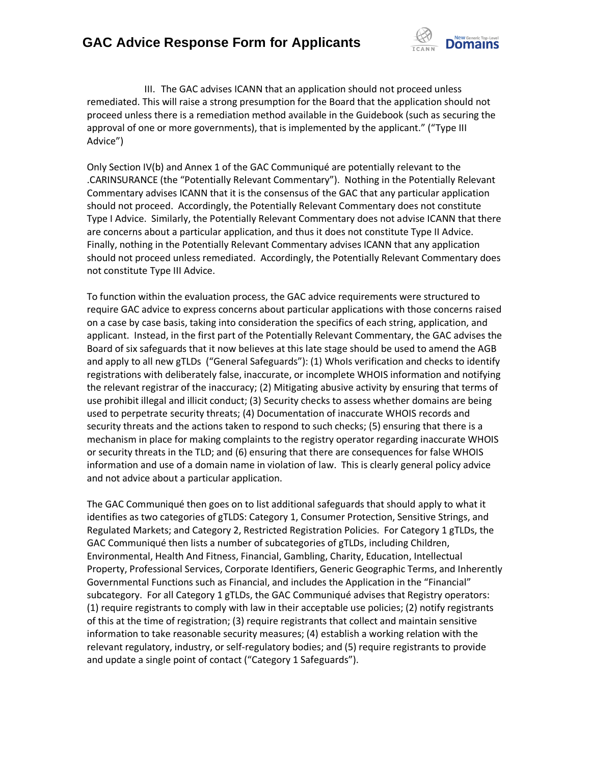III. The GAC advises ICANN that an application should not proceed unless remediated. This will raise a strong presumption for the Board that the application should not proceed unless there is a remediation method available in the Guidebook (such as securing the approval of one or more governments), that is implemented by the applicant." ("Type III Advice")

Only Section IV(b) and Annex 1 of the GAC Communiqué are potentially relevant to the .CARINSURANCE (the "Potentially Relevant Commentary"). Nothing in the Potentially Relevant Commentary advises ICANN that it is the consensus of the GAC that any particular application should not proceed. Accordingly, the Potentially Relevant Commentary does not constitute Type I Advice. Similarly, the Potentially Relevant Commentary does not advise ICANN that there are concerns about a particular application, and thus it does not constitute Type II Advice. Finally, nothing in the Potentially Relevant Commentary advises ICANN that any application should not proceed unless remediated. Accordingly, the Potentially Relevant Commentary does not constitute Type III Advice.

To function within the evaluation process, the GAC advice requirements were structured to require GAC advice to express concerns about particular applications with those concerns raised on a case by case basis, taking into consideration the specifics of each string, application, and applicant. Instead, in the first part of the Potentially Relevant Commentary, the GAC advises the Board of six safeguards that it now believes at this late stage should be used to amend the AGB and apply to all new gTLDs ("General Safeguards"): (1) WhoIs verification and checks to identify registrations with deliberately false, inaccurate, or incomplete WHOIS information and notifying the relevant registrar of the inaccuracy; (2) Mitigating abusive activity by ensuring that terms of use prohibit illegal and illicit conduct; (3) Security checks to assess whether domains are being used to perpetrate security threats; (4) Documentation of inaccurate WHOIS records and security threats and the actions taken to respond to such checks; (5) ensuring that there is a mechanism in place for making complaints to the registry operator regarding inaccurate WHOIS or security threats in the TLD; and (6) ensuring that there are consequences for false WHOIS information and use of a domain name in violation of law. This is clearly general policy advice and not advice about a particular application.

The GAC Communiqué then goes on to list additional safeguards that should apply to what it identifies as two categories of gTLDS: Category 1, Consumer Protection, Sensitive Strings, and Regulated Markets; and Category 2, Restricted Registration Policies. For Category 1 gTLDs, the GAC Communiqué then lists a number of subcategories of gTLDs, including Children, Environmental, Health And Fitness, Financial, Gambling, Charity, Education, Intellectual Property, Professional Services, Corporate Identifiers, Generic Geographic Terms, and Inherently Governmental Functions such as Financial, and includes the Application in the "Financial" subcategory. For all Category 1 gTLDs, the GAC Communiqué advises that Registry operators: (1) require registrants to comply with law in their acceptable use policies; (2) notify registrants of this at the time of registration; (3) require registrants that collect and maintain sensitive information to take reasonable security measures; (4) establish a working relation with the relevant regulatory, industry, or self-regulatory bodies; and (5) require registrants to provide and update a single point of contact ("Category 1 Safeguards").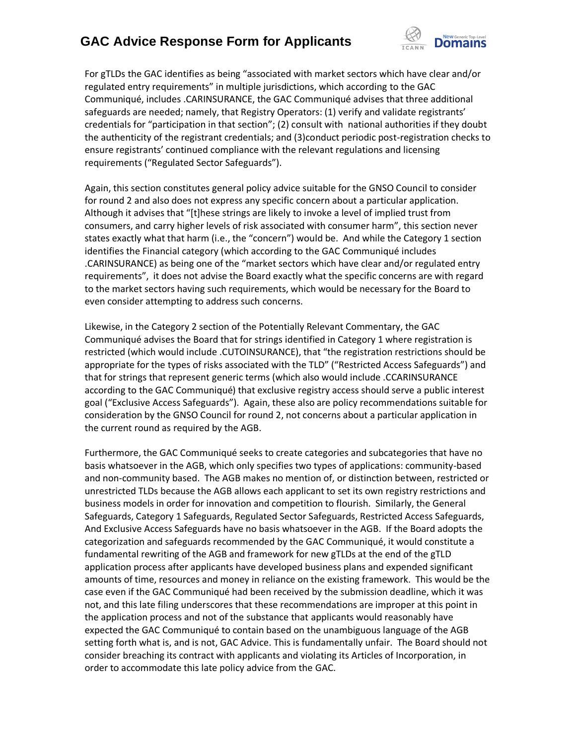For gTLDs the GAC identifies as being "associated with market sectors which have clear and/or regulated entry requirements" in multiple jurisdictions, which according to the GAC Communiqué, includes .CARINSURANCE, the GAC Communiqué advises that three additional safeguards are needed; namely, that Registry Operators: (1) verify and validate registrants' credentials for "participation in that section"; (2) consult with national authorities if they doubt the authenticity of the registrant credentials; and (3)conduct periodic post-registration checks to ensure registrants' continued compliance with the relevant regulations and licensing requirements ("Regulated Sector Safeguards").

Again, this section constitutes general policy advice suitable for the GNSO Council to consider for round 2 and also does not express any specific concern about a particular application. Although it advises that "[t]hese strings are likely to invoke a level of implied trust from consumers, and carry higher levels of risk associated with consumer harm", this section never states exactly what that harm (i.e., the "concern") would be. And while the Category 1 section identifies the Financial category (which according to the GAC Communiqué includes .CARINSURANCE) as being one of the "market sectors which have clear and/or regulated entry requirements", it does not advise the Board exactly what the specific concerns are with regard to the market sectors having such requirements, which would be necessary for the Board to even consider attempting to address such concerns.

Likewise, in the Category 2 section of the Potentially Relevant Commentary, the GAC Communiqué advises the Board that for strings identified in Category 1 where registration is restricted (which would include .CUTOINSURANCE), that "the registration restrictions should be appropriate for the types of risks associated with the TLD" ("Restricted Access Safeguards") and that for strings that represent generic terms (which also would include .CCARINSURANCE according to the GAC Communiqué) that exclusive registry access should serve a public interest goal ("Exclusive Access Safeguards"). Again, these also are policy recommendations suitable for consideration by the GNSO Council for round 2, not concerns about a particular application in the current round as required by the AGB.

Furthermore, the GAC Communiqué seeks to create categories and subcategories that have no basis whatsoever in the AGB, which only specifies two types of applications: community-based and non-community based. The AGB makes no mention of, or distinction between, restricted or unrestricted TLDs because the AGB allows each applicant to set its own registry restrictions and business models in order for innovation and competition to flourish. Similarly, the General Safeguards, Category 1 Safeguards, Regulated Sector Safeguards, Restricted Access Safeguards, And Exclusive Access Safeguards have no basis whatsoever in the AGB. If the Board adopts the categorization and safeguards recommended by the GAC Communiqué, it would constitute a fundamental rewriting of the AGB and framework for new gTLDs at the end of the gTLD application process after applicants have developed business plans and expended significant amounts of time, resources and money in reliance on the existing framework. This would be the case even if the GAC Communiqué had been received by the submission deadline, which it was not, and this late filing underscores that these recommendations are improper at this point in the application process and not of the substance that applicants would reasonably have expected the GAC Communiqué to contain based on the unambiguous language of the AGB setting forth what is, and is not, GAC Advice. This is fundamentally unfair. The Board should not consider breaching its contract with applicants and violating its Articles of Incorporation, in order to accommodate this late policy advice from the GAC.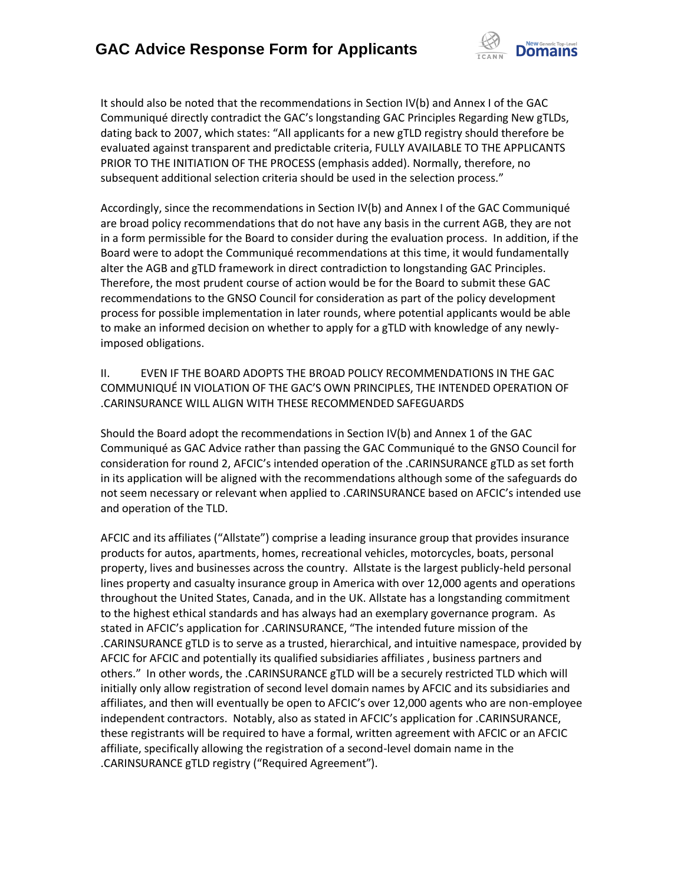It should also be noted that the recommendations in Section IV(b) and Annex I of the GAC Communiqué directly contradict the GAC's longstanding GAC Principles Regarding New gTLDs, dating back to 2007, which states: "All applicants for a new gTLD registry should therefore be evaluated against transparent and predictable criteria, FULLY AVAILABLE TO THE APPLICANTS PRIOR TO THE INITIATION OF THE PROCESS (emphasis added). Normally, therefore, no subsequent additional selection criteria should be used in the selection process."

Accordingly, since the recommendations in Section IV(b) and Annex I of the GAC Communiqué are broad policy recommendations that do not have any basis in the current AGB, they are not in a form permissible for the Board to consider during the evaluation process. In addition, if the Board were to adopt the Communiqué recommendations at this time, it would fundamentally alter the AGB and gTLD framework in direct contradiction to longstanding GAC Principles. Therefore, the most prudent course of action would be for the Board to submit these GAC recommendations to the GNSO Council for consideration as part of the policy development process for possible implementation in later rounds, where potential applicants would be able to make an informed decision on whether to apply for a gTLD with knowledge of any newly-imposed obligations.

II. EVEN IF THE BOARD ADOPTS THE BROAD POLICY RECOMMENDATIONS IN THE GAC COMMUNIQUÉ IN VIOLATION OF THE GAC'S OWN PRINCIPLES, THE INTENDED OPERATION OF .CARINSURANCE WILL ALIGN WITH THESE RECOMMENDED SAFEGUARDS

Should the Board adopt the recommendations in Section IV(b) and Annex 1 of the GAC Communiqué as GAC Advice rather than passing the GAC Communiqué to the GNSO Council for consideration for round 2, AFCIC's intended operation of the .CARINSURANCE gTLD as set forth in its application will be aligned with the recommendations although some of the safeguards do not seem necessary or relevant when applied to .CARINSURANCE based on AFCIC's intended use and operation of the TLD.

AFCIC and its affiliates ("Allstate") comprise a leading insurance group that provides insurance products for autos, apartments, homes, recreational vehicles, motorcycles, boats, personal property, lives and businesses across the country. Allstate is the largest publicly-held personal lines property and casualty insurance group in America with over 12,000 agents and operations throughout the United States, Canada, and in the UK. Allstate has a longstanding commitment to the highest ethical standards and has always had an exemplary governance program. As stated in AFCIC's application for .CARINSURANCE, "The intended future mission of the .CARINSURANCE gTLD is to serve as a trusted, hierarchical, and intuitive namespace, provided by AFCIC for AFCIC and potentially its qualified subsidiaries affiliates , business partners and others." In other words, the .CARINSURANCE gTLD will be a securely restricted TLD which will initially only allow registration of second level domain names by AFCIC and its subsidiaries and affiliates, and then will eventually be open to AFCIC's over 12,000 agents who are non-employee independent contractors. Notably, also as stated in AFCIC's application for .CARINSURANCE, these registrants will be required to have a formal, written agreement with AFCIC or an AFCIC affiliate, specifically allowing the registration of a second-level domain name in the .CARINSURANCE gTLD registry ("Required Agreement").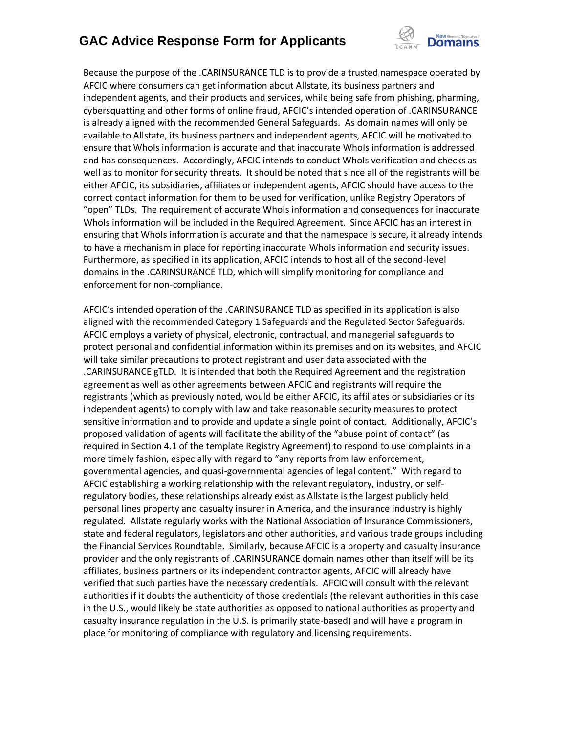Because the purpose of the .CARINSURANCE TLD is to provide a trusted namespace operated by AFCIC where consumers can get information about Allstate, its business partners and independent agents, and their products and services, while being safe from phishing, pharming, cybersquatting and other forms of online fraud, AFCIC's intended operation of .CARINSURANCE is already aligned with the recommended General Safeguards. As domain names will only be available to Allstate, its business partners and independent agents, AFCIC will be motivated to ensure that WhoIs information is accurate and that inaccurate WhoIs information is addressed and has consequences. Accordingly, AFCIC intends to conduct WhoIs verification and checks as well as to monitor for security threats. It should be noted that since all of the registrants will be either AFCIC, its subsidiaries, affiliates or independent agents, AFCIC should have access to the correct contact information for them to be used for verification, unlike Registry Operators of "open" TLDs. The requirement of accurate WhoIs information and consequences for inaccurate WhoIs information will be included in the Required Agreement. Since AFCIC has an interest in ensuring that WhoIs information is accurate and that the namespace is secure, it already intends to have a mechanism in place for reporting inaccurate WhoIs information and security issues. Furthermore, as specified in its application, AFCIC intends to host all of the second-level domains in the .CARINSURANCE TLD, which will simplify monitoring for compliance and enforcement for non-compliance.

AFCIC's intended operation of the .CARINSURANCE TLD as specified in its application is also aligned with the recommended Category 1 Safeguards and the Regulated Sector Safeguards. AFCIC employs a variety of physical, electronic, contractual, and managerial safeguards to protect personal and confidential information within its premises and on its websites, and AFCIC will take similar precautions to protect registrant and user data associated with the .CARINSURANCE gTLD. It is intended that both the Required Agreement and the registration agreement as well as other agreements between AFCIC and registrants will require the registrants (which as previously noted, would be either AFCIC, its affiliates or subsidiaries or its independent agents) to comply with law and take reasonable security measures to protect sensitive information and to provide and update a single point of contact. Additionally, AFCIC's proposed validation of agents will facilitate the ability of the "abuse point of contact" (as required in Section 4.1 of the template Registry Agreement) to respond to use complaints in a more timely fashion, especially with regard to "any reports from law enforcement, governmental agencies, and quasi-governmental agencies of legal content." With regard to AFCIC establishing a working relationship with the relevant regulatory, industry, or self-regulatory bodies, these relationships already exist as Allstate is the largest publicly held personal lines property and casualty insurer in America, and the insurance industry is highly regulated. Allstate regularly works with the National Association of Insurance Commissioners, state and federal regulators, legislators and other authorities, and various trade groups including the Financial Services Roundtable. Similarly, because AFCIC is a property and casualty insurance provider and the only registrants of .CARINSURANCE domain names other than itself will be its affiliates, business partners or its independent contractor agents, AFCIC will already have verified that such parties have the necessary credentials. AFCIC will consult with the relevant authorities if it doubts the authenticity of those credentials (the relevant authorities in this case in the U.S., would likely be state authorities as opposed to national authorities as property and casualty insurance regulation in the U.S. is primarily state-based) and will have a program in place for monitoring of compliance with regulatory and licensing requirements.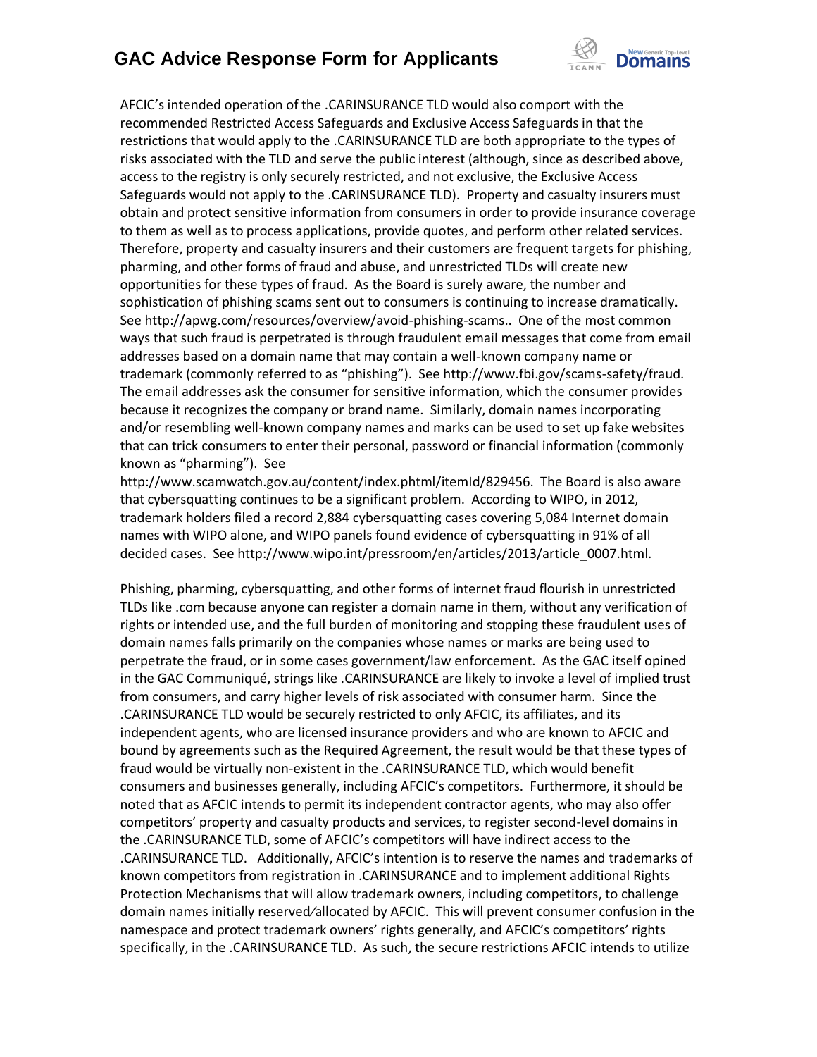AFCIC's intended operation of the .CARINSURANCE TLD would also comport with the recommended Restricted Access Safeguards and Exclusive Access Safeguards in that the restrictions that would apply to the .CARINSURANCE TLD are both appropriate to the types of risks associated with the TLD and serve the public interest (although, since as described above, access to the registry is only securely restricted, and not exclusive, the Exclusive Access Safeguards would not apply to the .CARINSURANCE TLD). Property and casualty insurers must obtain and protect sensitive information from consumers in order to provide insurance coverage to them as well as to process applications, provide quotes, and perform other related services. Therefore, property and casualty insurers and their customers are frequent targets for phishing, pharming, and other forms of fraud and abuse, and unrestricted TLDs will create new opportunities for these types of fraud. As the Board is surely aware, the number and sophistication of phishing scams sent out to consumers is continuing to increase dramatically. See http://apwg.com/resources/overview/avoid-phishing-scams.. One of the most common ways that such fraud is perpetrated is through fraudulent email messages that come from email addresses based on a domain name that may contain a well-known company name or trademark (commonly referred to as "phishing"). See http://www.fbi.gov/scams-safety/fraud. The email addresses ask the consumer for sensitive information, which the consumer provides because it recognizes the company or brand name. Similarly, domain names incorporating and/or resembling well-known company names and marks can be used to set up fake websites that can trick consumers to enter their personal, password or financial information (commonly known as "pharming"). See http://www.scamwatch.gov.au/content/index.phtml/itemId/829456. The Board is also aware that cybersquatting continues to be a significant problem. According to WIPO, in 2012, trademark holders filed a record 2,884 cybersquatting cases covering 5,084 Internet domain names with WIPO alone, and WIPO panels found evidence of cybersquatting in 91% of all decided cases. See http://www.wipo.int/pressroom/en/articles/2013/article_0007.html.

Phishing, pharming, cybersquatting, and other forms of internet fraud flourish in unrestricted TLDs like .com because anyone can register a domain name in them, without any verification of rights or intended use, and the full burden of monitoring and stopping these fraudulent uses of domain names falls primarily on the companies whose names or marks are being used to perpetrate the fraud, or in some cases government/law enforcement. As the GAC itself opined in the GAC Communiqué, strings like .CARINSURANCE are likely to invoke a level of implied trust from consumers, and carry higher levels of risk associated with consumer harm. Since the .CARINSURANCE TLD would be securely restricted to only AFCIC, its affiliates, and its independent agents, who are licensed insurance providers and who are known to AFCIC and bound by agreements such as the Required Agreement, the result would be that these types of fraud would be virtually non-existent in the .CARINSURANCE TLD, which would benefit consumers and businesses generally, including AFCIC's competitors. Furthermore, it should be noted that as AFCIC intends to permit its independent contractor agents, who may also offer competitors' property and casualty products and services, to register second-level domains in the .CARINSURANCE TLD, some of AFCIC's competitors will have indirect access to the .CARINSURANCE TLD. Additionally, AFCIC's intention is to reserve the names and trademarks of known competitors from registration in .CARINSURANCE and to implement additional Rights Protection Mechanisms that will allow trademark owners, including competitors, to challenge domain names initially reserved/allocated by AFCIC. This will prevent consumer confusion in the namespace and protect trademark owners' rights generally, and AFCIC's competitors' rights specifically, in the .CARINSURANCE TLD. As such, the secure restrictions AFCIC intends to utilize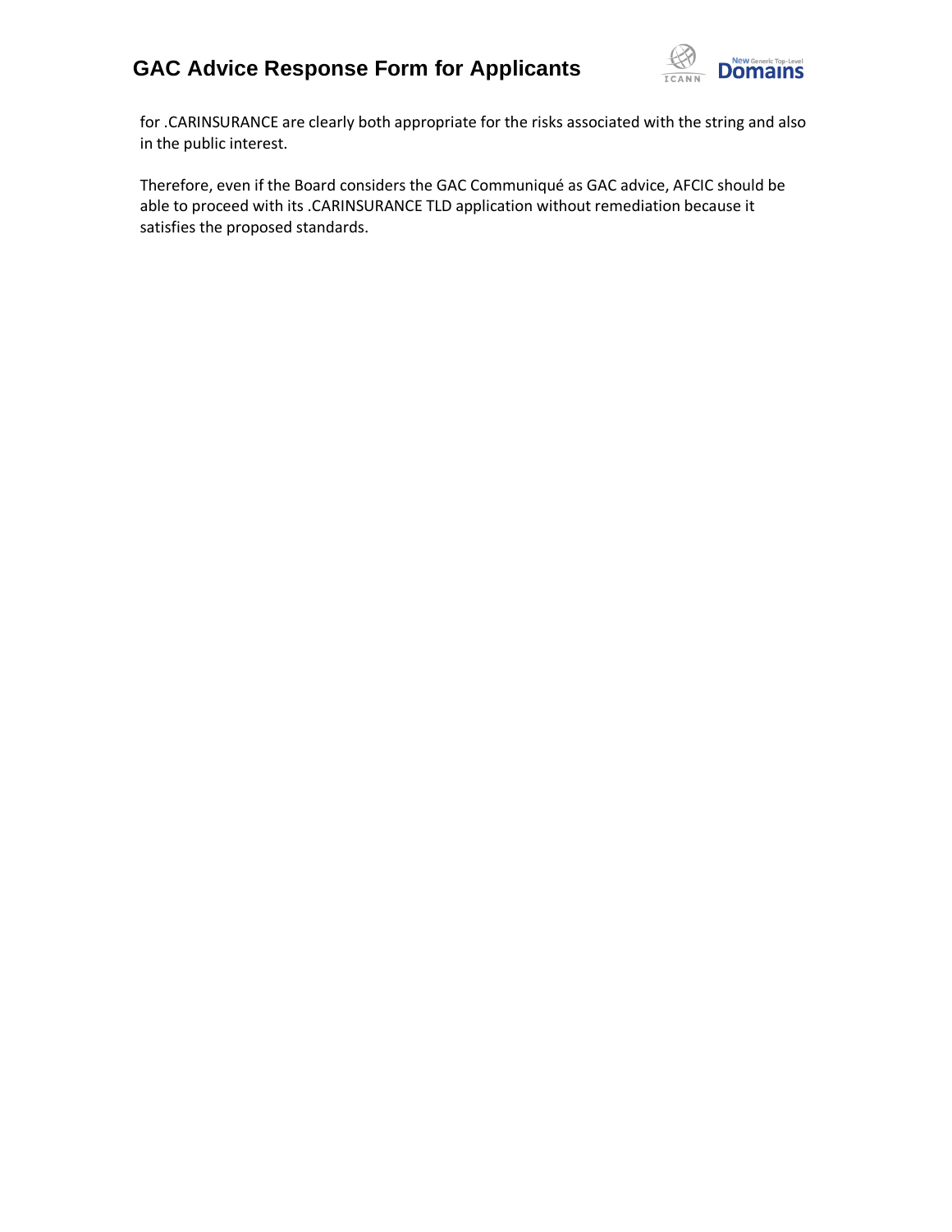for .CARINSURANCE are clearly both appropriate for the risks associated with the string and also in the public interest.

Therefore, even if the Board considers the GAC Communiqué as GAC advice, AFCIC should be able to proceed with its .CARINSURANCE TLD application without remediation because it satisfies the proposed standards.